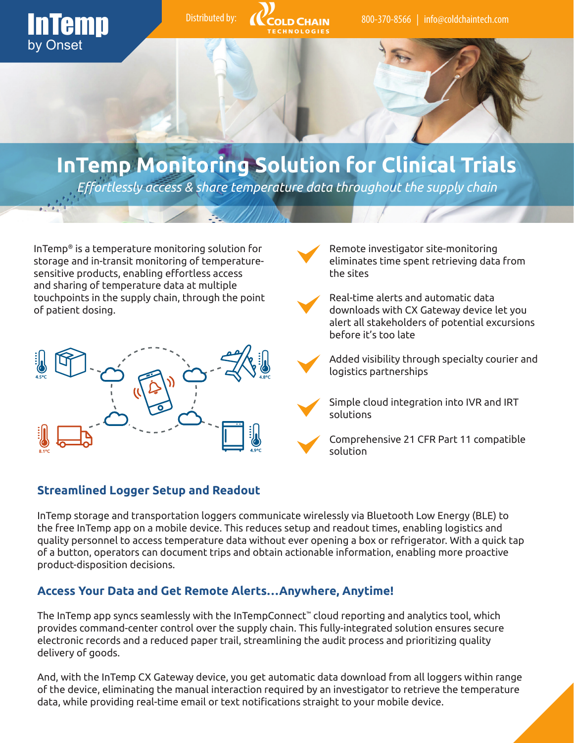InTemp by Onset

Distributed by: Cold Chain Technologies

800-370-8566 | info@coldchaintech.com

# InTemp Monitoring Solution for Clinical Trials

*Effortlessly access & share temperature data throughout the supply chain*

InTemp® is a temperature monitoring solution for storage and in-transit monitoring of temperature-sensitive products, enabling effortless access and sharing of temperature data at multiple touchpoints in the supply chain, through the point of patient dosing.

- Remote investigator site-monitoring eliminates time spent retrieving data from the sites
- Real-time alerts and automatic data downloads with CX Gateway device let you alert all stakeholders of potential excursions before it's too late
- Added visibility through specialty courier and logistics partnerships
- Simple cloud integration into IVR and IRT solutions
- Comprehensive 21 CFR Part 11 compatible solution

## Streamlined Logger Setup and Readout

InTemp storage and transportation loggers communicate wirelessly via Bluetooth Low Energy (BLE) to the free InTemp app on a mobile device. This reduces setup and readout times, enabling logistics and quality personnel to access temperature data without ever opening a box or refrigerator. With a quick tap of a button, operators can document trips and obtain actionable information, enabling more proactive product-disposition decisions.

## Access Your Data and Get Remote Alerts…Anywhere, Anytime!

The InTemp app syncs seamlessly with the InTempConnect™ cloud reporting and analytics tool, which provides command-center control over the supply chain. This fully-integrated solution ensures secure electronic records and a reduced paper trail, streamlining the audit process and prioritizing quality delivery of goods.

And, with the InTemp CX Gateway device, you get automatic data download from all loggers within range of the device, eliminating the manual interaction required by an investigator to retrieve the temperature data, while providing real-time email or text notifications straight to your mobile device.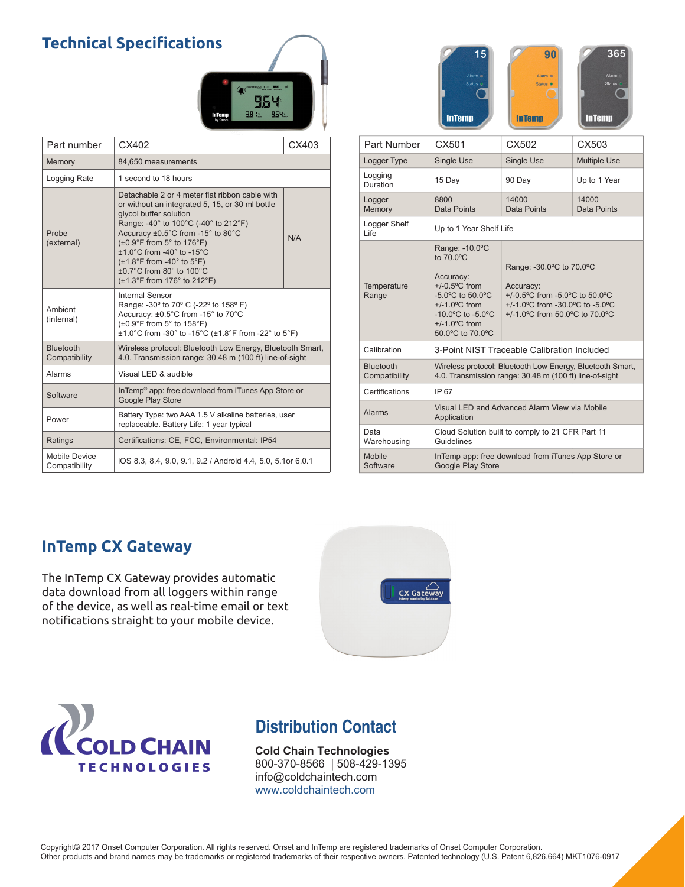## Technical Specifications

| Part number | CX402 | CX403 |
|---|---|---|
| Memory | 84,650 measurements | |
| Logging Rate | 1 second to 18 hours | |
| Probe (external) | Detachable 2 or 4 meter flat ribbon cable with or without an integrated 5, 15, or 30 ml bottle glycol buffer solution<br>Range: -40° to 100°C (-40° to 212°F)<br>Accuracy ±0.5°C from -15° to 80°C<br>(±0.9°F from 5° to 176°F)<br>±1.0°C from -40° to -15°C<br>(±1.8°F from -40° to 5°F)<br>±0.7°C from 80° to 100°C<br>(±1.3°F from 176° to 212°F) | N/A |
| Ambient (internal) | Internal Sensor<br>Range: -30º to 70º C (-22º to 158º F)<br>Accuracy: ±0.5°C from -15° to 70°C<br>(±0.9°F from 5° to 158°F)<br>±1.0°C from -30° to -15°C (±1.8°F from -22° to 5°F) | |
| Bluetooth Compatibility | Wireless protocol: Bluetooth Low Energy, Bluetooth Smart, 4.0. Transmission range: 30.48 m (100 ft) line-of-sight | |
| Alarms | Visual LED & audible | |
| Software | InTemp® app: free download from iTunes App Store or Google Play Store | |
| Power | Battery Type: two AAA 1.5 V alkaline batteries, user replaceable. Battery Life: 1 year typical | |
| Ratings | Certifications: CE, FCC, Environmental: IP54 | |
| Mobile Device Compatibility | iOS 8.3, 8.4, 9.0, 9.1, 9.2 / Android 4.4, 5.0, 5.1or 6.0.1 | |

| Part Number | CX501 | CX502 | CX503 |
|---|---|---|---|
| Logger Type | Single Use | Single Use | Multiple Use |
| Logging Duration | 15 Day | 90 Day | Up to 1 Year |
| Logger Memory | 8800 Data Points | 14000 Data Points | 14000 Data Points |
| Logger Shelf Life | Up to 1 Year Shelf Life | | |
| Temperature Range | Range: -10.0ºC to 70.0ºC<br><br>Accuracy:<br>+/-0.5ºC from -5.0ºC to 50.0ºC<br>+/-1.0ºC from -10.0ºC to -5.0ºC<br>+/-1.0ºC from 50.0ºC to 70.0ºC | Range: -30.0ºC to 70.0ºC<br><br>Accuracy:<br>+/-0.5ºC from -5.0ºC to 50.0ºC<br>+/-1.0ºC from -30.0ºC to -5.0ºC<br>+/-1.0ºC from 50.0ºC to 70.0ºC | |
| Calibration | 3-Point NIST Traceable Calibration Included | | |
| Bluetooth Compatibility | Wireless protocol: Bluetooth Low Energy, Bluetooth Smart, 4.0. Transmission range: 30.48 m (100 ft) line-of-sight | | |
| Certifications | IP 67 | | |
| Alarms | Visual LED and Advanced Alarm View via Mobile Application | | |
| Data Warehousing | Cloud Solution built to comply to 21 CFR Part 11 Guidelines | | |
| Mobile Software | InTemp app: free download from iTunes App Store or Google Play Store | | |

## InTemp CX Gateway

The InTemp CX Gateway provides automatic data download from all loggers within range of the device, as well as real-time email or text notifications straight to your mobile device.

COLD CHAIN TECHNOLOGIES

## Distribution Contact

**Cold Chain Technologies**
800-370-8566 | 508-429-1395
info@coldchaintech.com
www.coldchaintech.com

Copyright© 2017 Onset Computer Corporation. All rights reserved. Onset and InTemp are registered trademarks of Onset Computer Corporation.
Other products and brand names may be trademarks or registered trademarks of their respective owners. Patented technology (U.S. Patent 6,826,664) MKT1076-0917